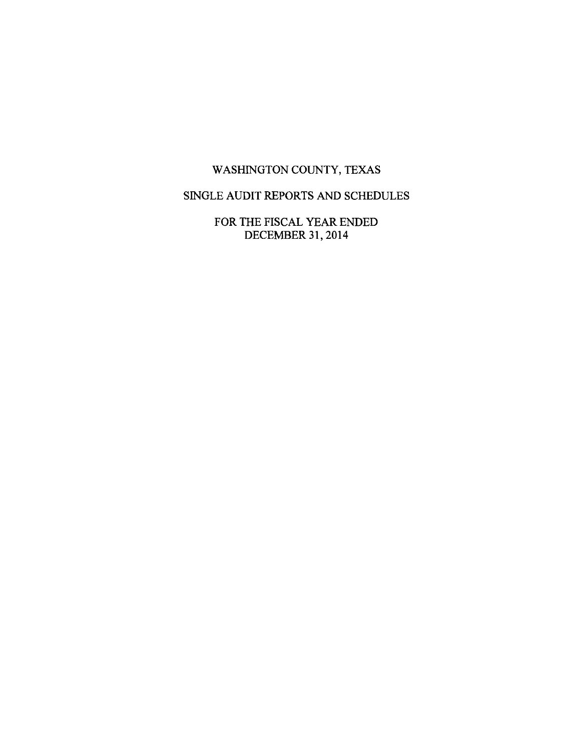# WASHINGTON COUNTY, TEXAS

## SINGLE AUDIT REPORTS AND SCHEDULES

FOR THE FISCAL YEAR ENDED
DECEMBER 31, 2014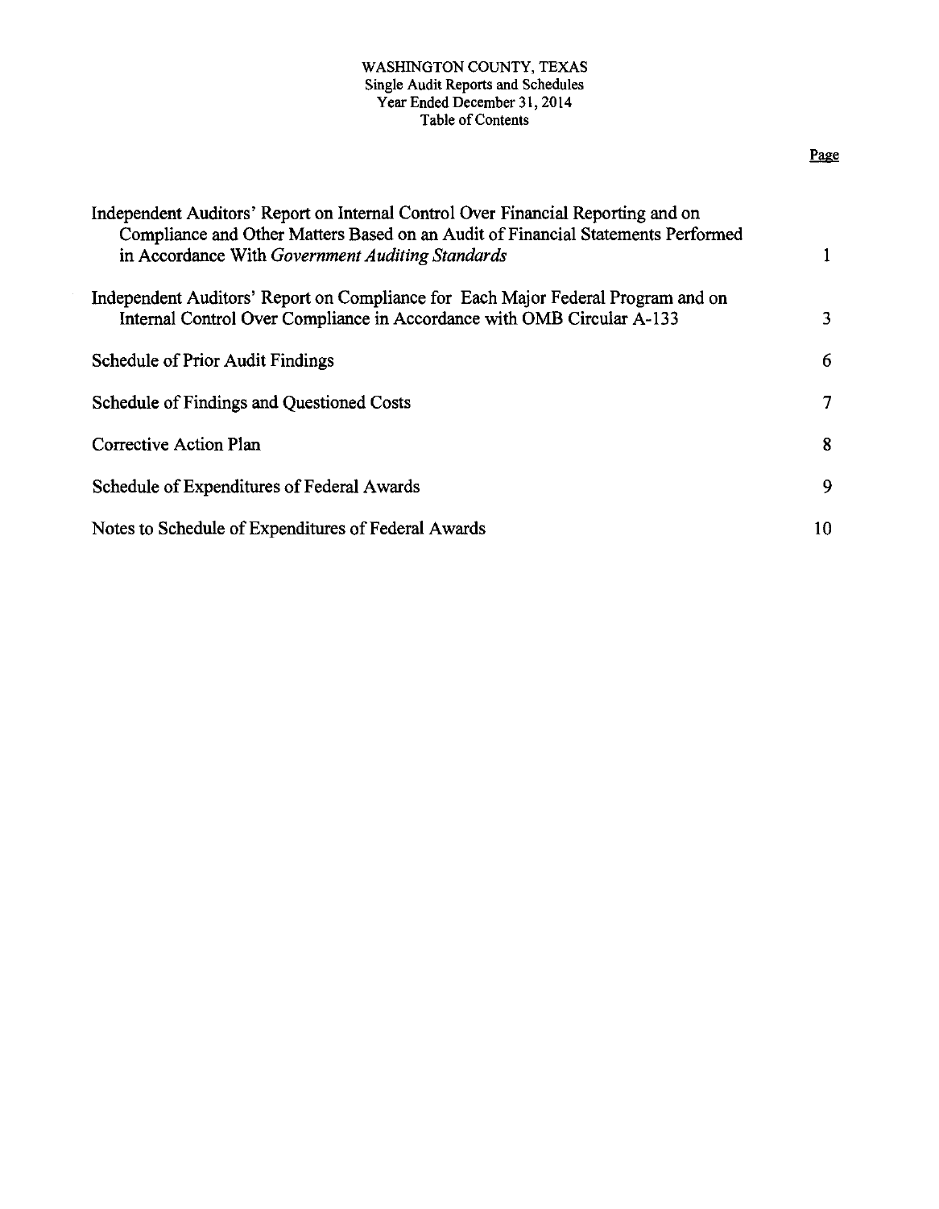# WASHINGTON COUNTY, TEXAS
## Single Audit Reports and Schedules
## Year Ended December 31, 2014
## Table of Contents

| | Page |
|---|---|
| Independent Auditors' Report on Internal Control Over Financial Reporting and on Compliance and Other Matters Based on an Audit of Financial Statements Performed in Accordance With *Government Auditing Standards* | 1 |
| Independent Auditors' Report on Compliance for Each Major Federal Program and on Internal Control Over Compliance in Accordance with OMB Circular A-133 | 3 |
| Schedule of Prior Audit Findings | 6 |
| Schedule of Findings and Questioned Costs | 7 |
| Corrective Action Plan | 8 |
| Schedule of Expenditures of Federal Awards | 9 |
| Notes to Schedule of Expenditures of Federal Awards | 10 |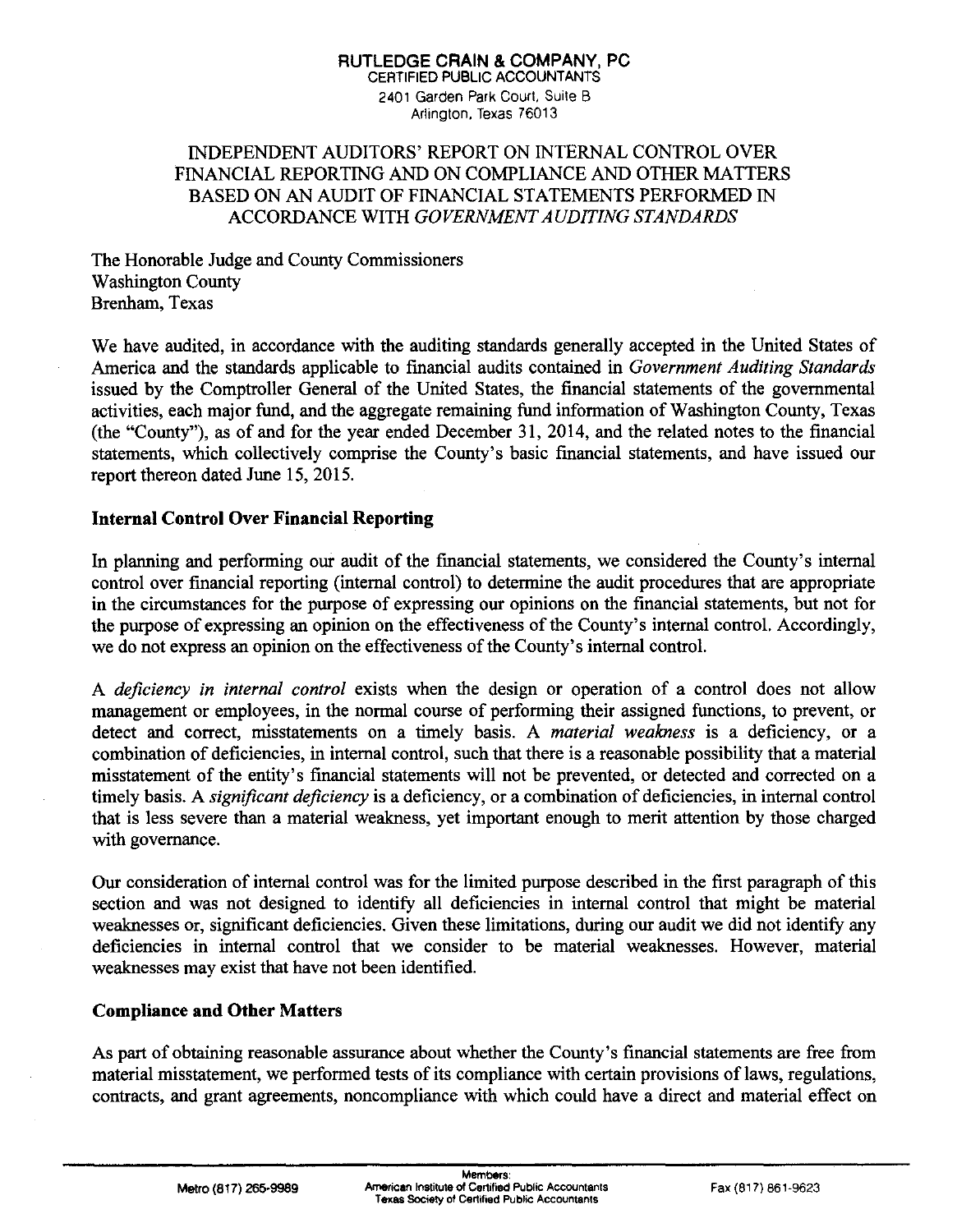**RUTLEDGE CRAIN & COMPANY, PC**
CERTIFIED PUBLIC ACCOUNTANTS
2401 Garden Park Court, Suite B
Arlington, Texas 76013

# INDEPENDENT AUDITORS' REPORT ON INTERNAL CONTROL OVER FINANCIAL REPORTING AND ON COMPLIANCE AND OTHER MATTERS BASED ON AN AUDIT OF FINANCIAL STATEMENTS PERFORMED IN ACCORDANCE WITH *GOVERNMENT AUDITING STANDARDS*

The Honorable Judge and County Commissioners
Washington County
Brenham, Texas

We have audited, in accordance with the auditing standards generally accepted in the United States of America and the standards applicable to financial audits contained in *Government Auditing Standards* issued by the Comptroller General of the United States, the financial statements of the governmental activities, each major fund, and the aggregate remaining fund information of Washington County, Texas (the "County"), as of and for the year ended December 31, 2014, and the related notes to the financial statements, which collectively comprise the County's basic financial statements, and have issued our report thereon dated June 15, 2015.

## Internal Control Over Financial Reporting

In planning and performing our audit of the financial statements, we considered the County's internal control over financial reporting (internal control) to determine the audit procedures that are appropriate in the circumstances for the purpose of expressing our opinions on the financial statements, but not for the purpose of expressing an opinion on the effectiveness of the County's internal control. Accordingly, we do not express an opinion on the effectiveness of the County's internal control.

A *deficiency in internal control* exists when the design or operation of a control does not allow management or employees, in the normal course of performing their assigned functions, to prevent, or detect and correct, misstatements on a timely basis. A *material weakness* is a deficiency, or a combination of deficiencies, in internal control, such that there is a reasonable possibility that a material misstatement of the entity's financial statements will not be prevented, or detected and corrected on a timely basis. A *significant deficiency* is a deficiency, or a combination of deficiencies, in internal control that is less severe than a material weakness, yet important enough to merit attention by those charged with governance.

Our consideration of internal control was for the limited purpose described in the first paragraph of this section and was not designed to identify all deficiencies in internal control that might be material weaknesses or, significant deficiencies. Given these limitations, during our audit we did not identify any deficiencies in internal control that we consider to be material weaknesses. However, material weaknesses may exist that have not been identified.

## Compliance and Other Matters

As part of obtaining reasonable assurance about whether the County's financial statements are free from material misstatement, we performed tests of its compliance with certain provisions of laws, regulations, contracts, and grant agreements, noncompliance with which could have a direct and material effect on

Metro (817) 265-9989 | Members: American Institute of Certified Public Accountants, Texas Society of Certified Public Accountants | Fax (817) 861-9623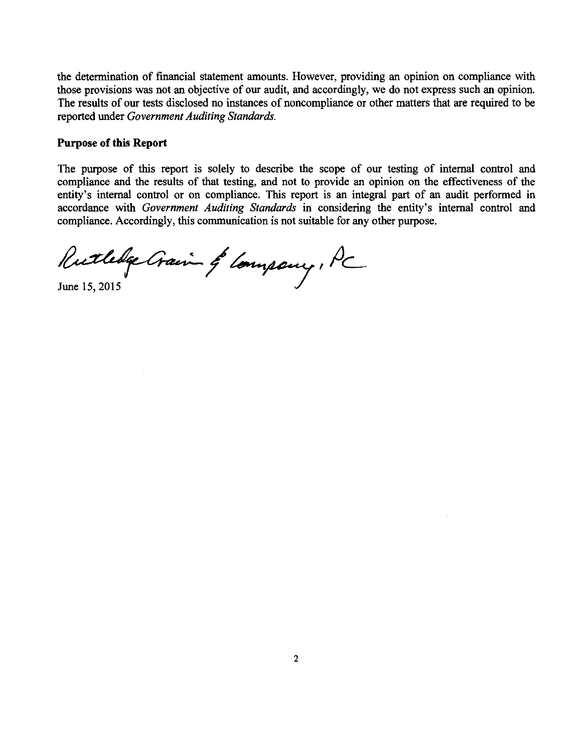the determination of financial statement amounts. However, providing an opinion on compliance with those provisions was not an objective of our audit, and accordingly, we do not express such an opinion. The results of our tests disclosed no instances of noncompliance or other matters that are required to be reported under *Government Auditing Standards*.

**Purpose of this Report**

The purpose of this report is solely to describe the scope of our testing of internal control and compliance and the results of that testing, and not to provide an opinion on the effectiveness of the entity's internal control or on compliance. This report is an integral part of an audit performed in accordance with *Government Auditing Standards* in considering the entity's internal control and compliance. Accordingly, this communication is not suitable for any other purpose.

Rutledge Crain & Company, PC

June 15, 2015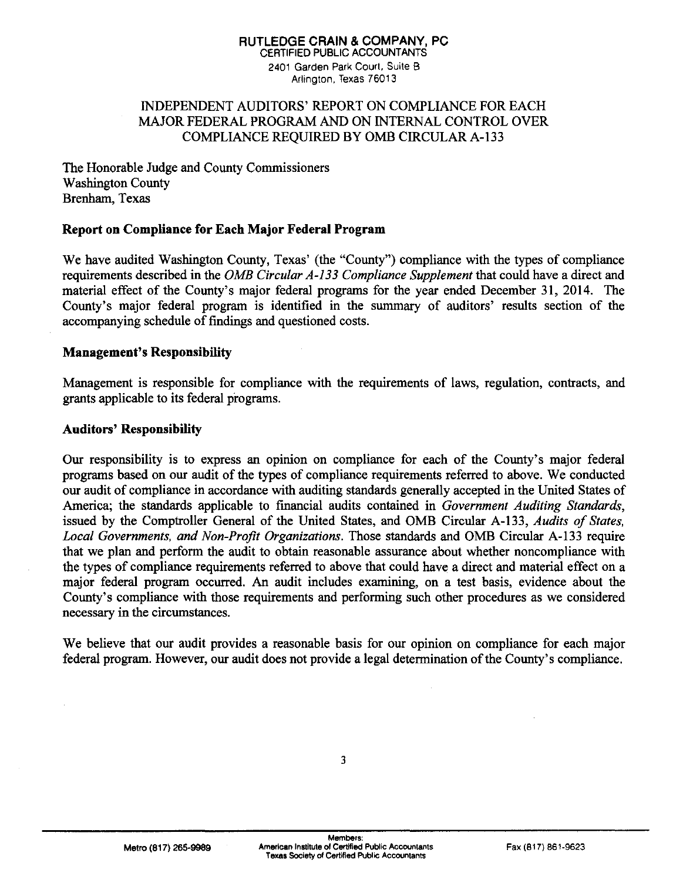**RUTLEDGE CRAIN & COMPANY, PC**
CERTIFIED PUBLIC ACCOUNTANTS
2401 Garden Park Court, Suite B
Arlington, Texas 76013

# INDEPENDENT AUDITORS' REPORT ON COMPLIANCE FOR EACH MAJOR FEDERAL PROGRAM AND ON INTERNAL CONTROL OVER COMPLIANCE REQUIRED BY OMB CIRCULAR A-133

The Honorable Judge and County Commissioners
Washington County
Brenham, Texas

## Report on Compliance for Each Major Federal Program

We have audited Washington County, Texas' (the "County") compliance with the types of compliance requirements described in the *OMB Circular A-133 Compliance Supplement* that could have a direct and material effect of the County's major federal programs for the year ended December 31, 2014. The County's major federal program is identified in the summary of auditors' results section of the accompanying schedule of findings and questioned costs.

## Management's Responsibility

Management is responsible for compliance with the requirements of laws, regulation, contracts, and grants applicable to its federal programs.

## Auditors' Responsibility

Our responsibility is to express an opinion on compliance for each of the County's major federal programs based on our audit of the types of compliance requirements referred to above. We conducted our audit of compliance in accordance with auditing standards generally accepted in the United States of America; the standards applicable to financial audits contained in *Government Auditing Standards*, issued by the Comptroller General of the United States, and OMB Circular A-133, *Audits of States, Local Governments, and Non-Profit Organizations*. Those standards and OMB Circular A-133 require that we plan and perform the audit to obtain reasonable assurance about whether noncompliance with the types of compliance requirements referred to above that could have a direct and material effect on a major federal program occurred. An audit includes examining, on a test basis, evidence about the County's compliance with those requirements and performing such other procedures as we considered necessary in the circumstances.

We believe that our audit provides a reasonable basis for our opinion on compliance for each major federal program. However, our audit does not provide a legal determination of the County's compliance.

Metro (817) 265-9989 | Members: American Institute of Certified Public Accountants, Texas Society of Certified Public Accountants | Fax (817) 861-9623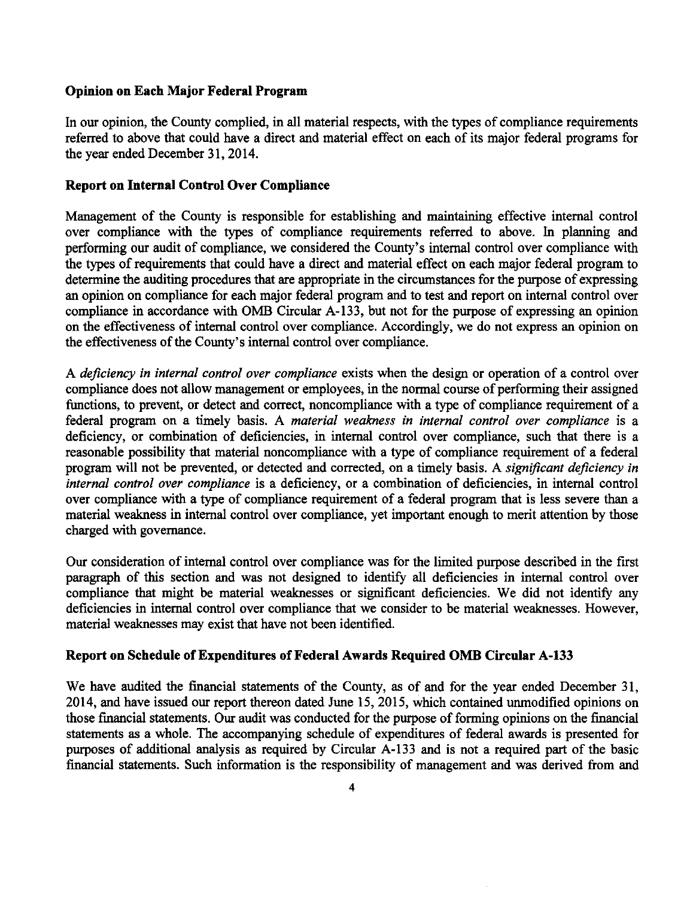**Opinion on Each Major Federal Program**

In our opinion, the County complied, in all material respects, with the types of compliance requirements referred to above that could have a direct and material effect on each of its major federal programs for the year ended December 31, 2014.

**Report on Internal Control Over Compliance**

Management of the County is responsible for establishing and maintaining effective internal control over compliance with the types of compliance requirements referred to above. In planning and performing our audit of compliance, we considered the County's internal control over compliance with the types of requirements that could have a direct and material effect on each major federal program to determine the auditing procedures that are appropriate in the circumstances for the purpose of expressing an opinion on compliance for each major federal program and to test and report on internal control over compliance in accordance with OMB Circular A-133, but not for the purpose of expressing an opinion on the effectiveness of internal control over compliance. Accordingly, we do not express an opinion on the effectiveness of the County's internal control over compliance.

A *deficiency in internal control over compliance* exists when the design or operation of a control over compliance does not allow management or employees, in the normal course of performing their assigned functions, to prevent, or detect and correct, noncompliance with a type of compliance requirement of a federal program on a timely basis. A *material weakness in internal control over compliance* is a deficiency, or combination of deficiencies, in internal control over compliance, such that there is a reasonable possibility that material noncompliance with a type of compliance requirement of a federal program will not be prevented, or detected and corrected, on a timely basis. A *significant deficiency in internal control over compliance* is a deficiency, or a combination of deficiencies, in internal control over compliance with a type of compliance requirement of a federal program that is less severe than a material weakness in internal control over compliance, yet important enough to merit attention by those charged with governance.

Our consideration of internal control over compliance was for the limited purpose described in the first paragraph of this section and was not designed to identify all deficiencies in internal control over compliance that might be material weaknesses or significant deficiencies. We did not identify any deficiencies in internal control over compliance that we consider to be material weaknesses. However, material weaknesses may exist that have not been identified.

**Report on Schedule of Expenditures of Federal Awards Required OMB Circular A-133**

We have audited the financial statements of the County, as of and for the year ended December 31, 2014, and have issued our report thereon dated June 15, 2015, which contained unmodified opinions on those financial statements. Our audit was conducted for the purpose of forming opinions on the financial statements as a whole. The accompanying schedule of expenditures of federal awards is presented for purposes of additional analysis as required by Circular A-133 and is not a required part of the basic financial statements. Such information is the responsibility of management and was derived from and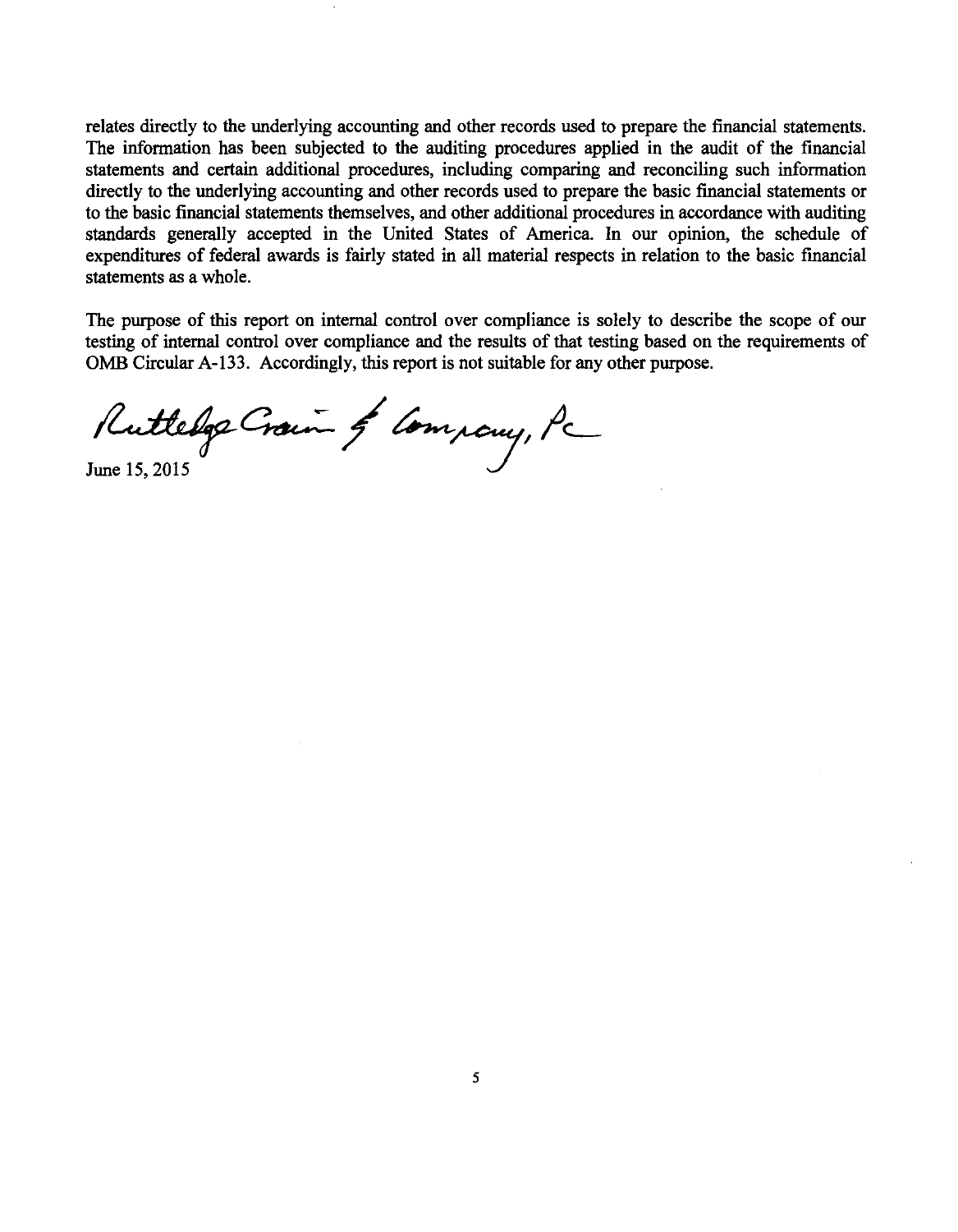relates directly to the underlying accounting and other records used to prepare the financial statements. The information has been subjected to the auditing procedures applied in the audit of the financial statements and certain additional procedures, including comparing and reconciling such information directly to the underlying accounting and other records used to prepare the basic financial statements or to the basic financial statements themselves, and other additional procedures in accordance with auditing standards generally accepted in the United States of America. In our opinion, the schedule of expenditures of federal awards is fairly stated in all material respects in relation to the basic financial statements as a whole.

The purpose of this report on internal control over compliance is solely to describe the scope of our testing of internal control over compliance and the results of that testing based on the requirements of OMB Circular A-133. Accordingly, this report is not suitable for any other purpose.

Rutledge Crain & Company, PC

June 15, 2015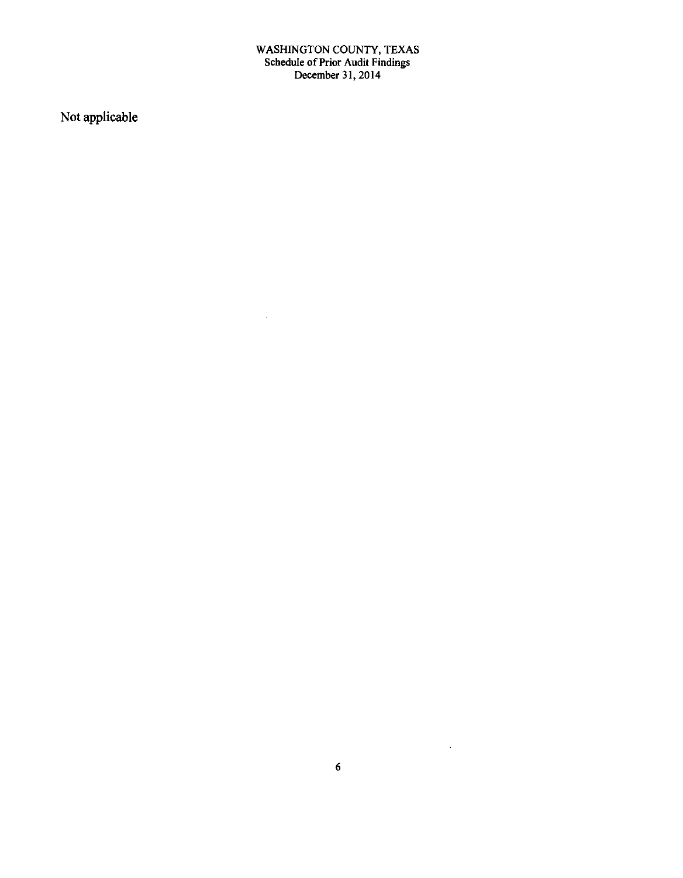# WASHINGTON COUNTY, TEXAS
## Schedule of Prior Audit Findings
### December 31, 2014

Not applicable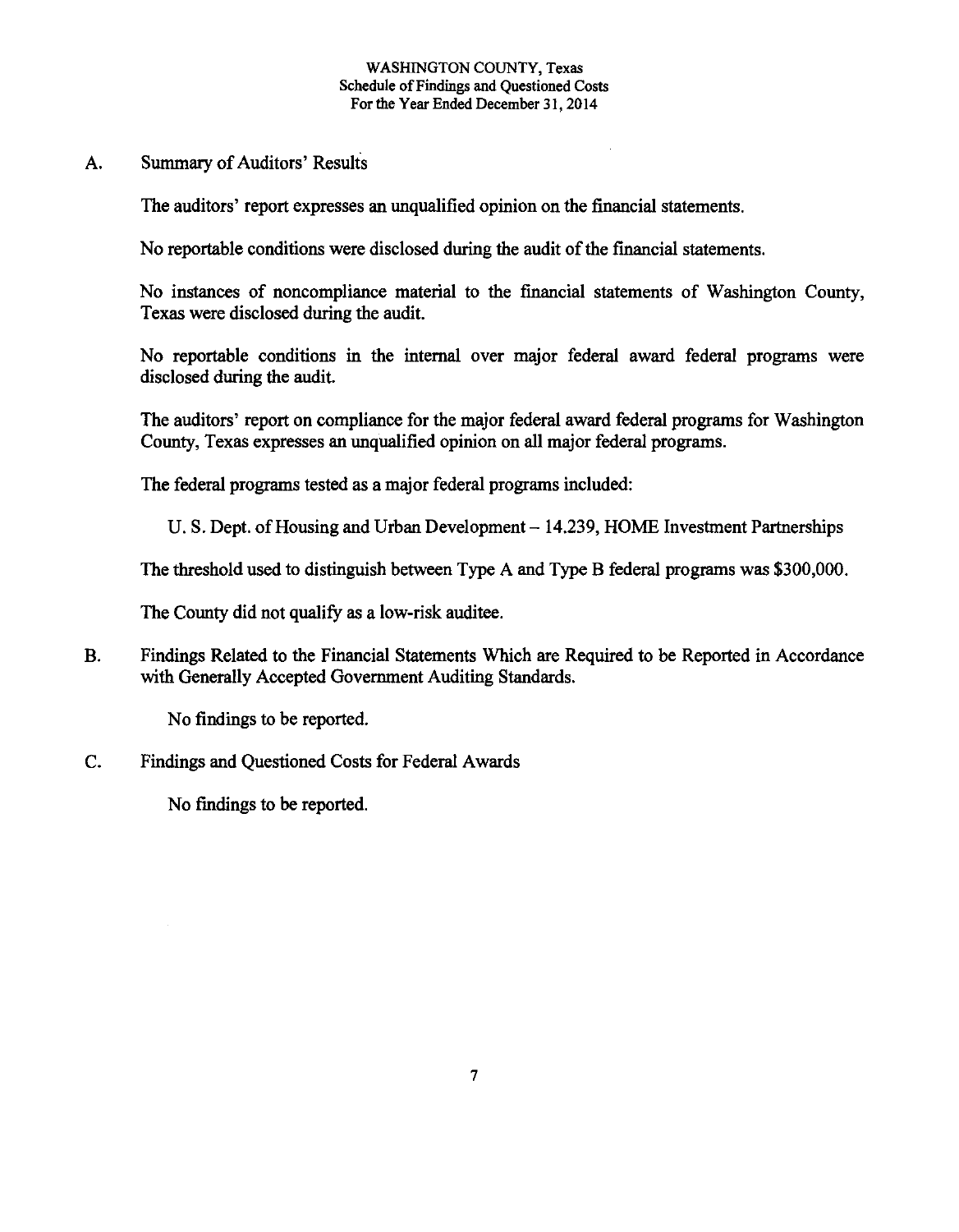WASHINGTON COUNTY, Texas
Schedule of Findings and Questioned Costs
For the Year Ended December 31, 2014

A. Summary of Auditors' Results

The auditors' report expresses an unqualified opinion on the financial statements.

No reportable conditions were disclosed during the audit of the financial statements.

No instances of noncompliance material to the financial statements of Washington County, Texas were disclosed during the audit.

No reportable conditions in the internal over major federal award federal programs were disclosed during the audit.

The auditors' report on compliance for the major federal award federal programs for Washington County, Texas expresses an unqualified opinion on all major federal programs.

The federal programs tested as a major federal programs included:

U. S. Dept. of Housing and Urban Development – 14.239, HOME Investment Partnerships

The threshold used to distinguish between Type A and Type B federal programs was $300,000.

The County did not qualify as a low-risk auditee.

B. Findings Related to the Financial Statements Which are Required to be Reported in Accordance with Generally Accepted Government Auditing Standards.

No findings to be reported.

C. Findings and Questioned Costs for Federal Awards

No findings to be reported.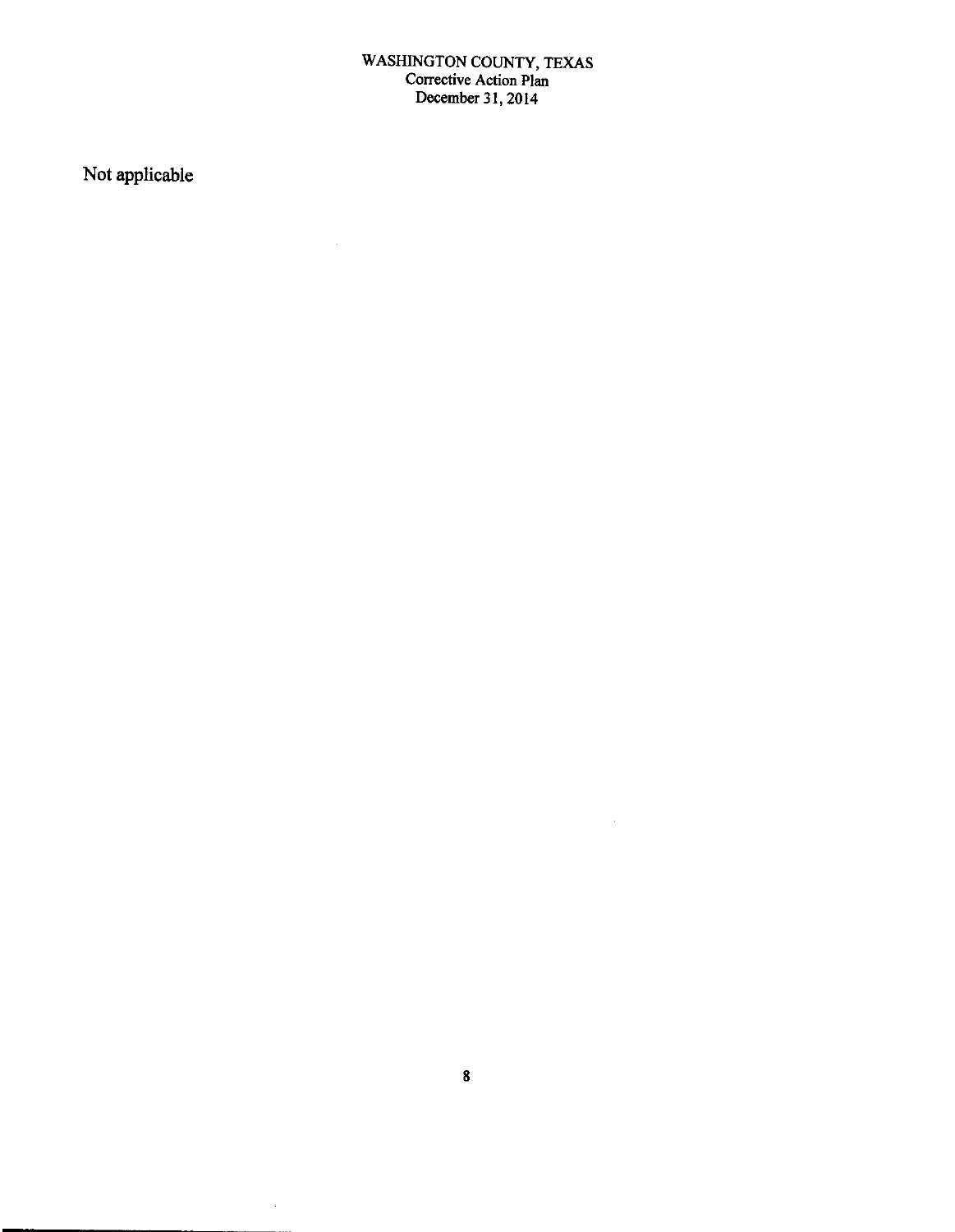# WASHINGTON COUNTY, TEXAS
## Corrective Action Plan
## December 31, 2014

Not applicable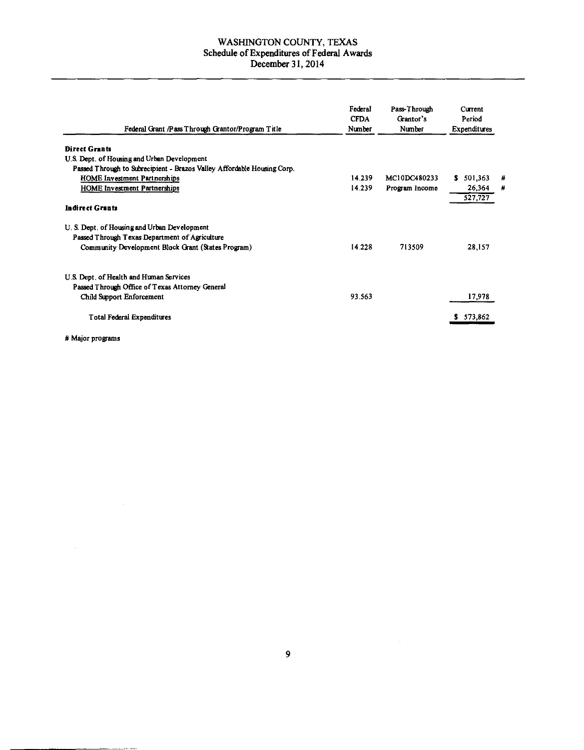# WASHINGTON COUNTY, TEXAS
## Schedule of Expenditures of Federal Awards
## December 31, 2014

| Federal Grant /Pass Through Grantor/Program Title | Federal CFDA Number | Pass-Through Grantor's Number | Current Period Expenditures | |
|---|---|---|---|---|
| **Direct Grants** | | | | |
| U.S. Dept. of Housing and Urban Development | | | | |
| Passed Through to Subrecipient - Brazos Valley Affordable Housing Corp. | | | | |
| HOME Investment Partnerships | 14.239 | MC10DC480233 | $ 501,363 | # |
| HOME Investment Partnerships | 14.239 | Program Income | 26,364 | # |
| | | | 527,727 | |
| **Indirect Grants** | | | | |
| U. S. Dept. of Housing and Urban Development | | | | |
| Passed Through Texas Department of Agriculture | | | | |
| Community Development Block Grant (States Program) | 14.228 | 713509 | 28,157 | |
| U.S. Dept. of Health and Human Services | | | | |
| Passed Through Office of Texas Attorney General | | | | |
| Child Support Enforcement | 93.563 | | 17,978 | |
| Total Federal Expenditures | | | $ 573,862 | |

# Major programs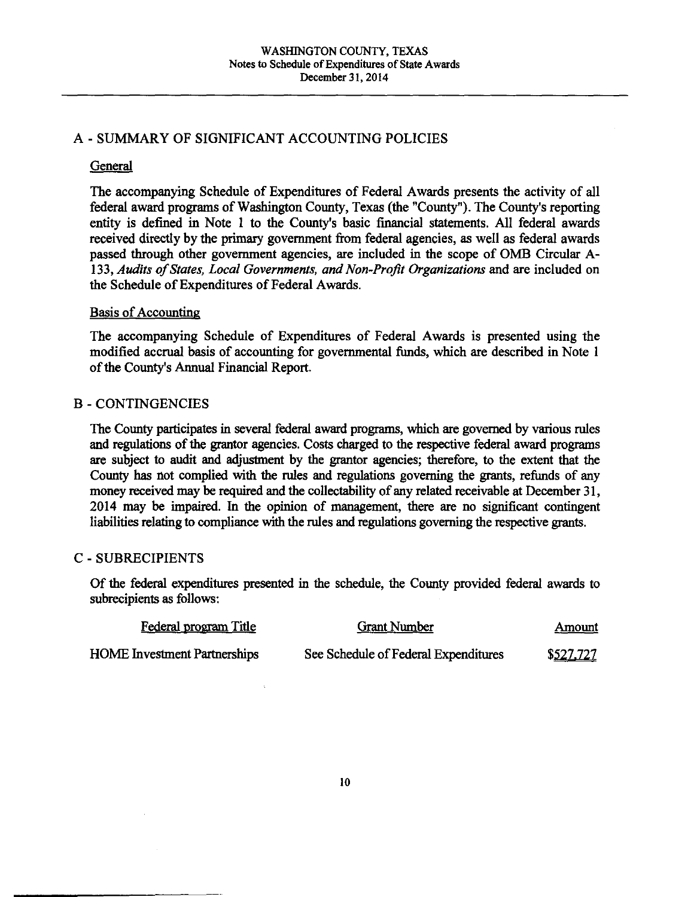WASHINGTON COUNTY, TEXAS
Notes to Schedule of Expenditures of State Awards
December 31, 2014

## A - SUMMARY OF SIGNIFICANT ACCOUNTING POLICIES

### General

The accompanying Schedule of Expenditures of Federal Awards presents the activity of all federal award programs of Washington County, Texas (the "County"). The County's reporting entity is defined in Note 1 to the County's basic financial statements. All federal awards received directly by the primary government from federal agencies, as well as federal awards passed through other government agencies, are included in the scope of OMB Circular A-133, *Audits of States, Local Governments, and Non-Profit Organizations* and are included on the Schedule of Expenditures of Federal Awards.

### Basis of Accounting

The accompanying Schedule of Expenditures of Federal Awards is presented using the modified accrual basis of accounting for governmental funds, which are described in Note 1 of the County's Annual Financial Report.

## B - CONTINGENCIES

The County participates in several federal award programs, which are governed by various rules and regulations of the grantor agencies. Costs charged to the respective federal award programs are subject to audit and adjustment by the grantor agencies; therefore, to the extent that the County has not complied with the rules and regulations governing the grants, refunds of any money received may be required and the collectability of any related receivable at December 31, 2014 may be impaired. In the opinion of management, there are no significant contingent liabilities relating to compliance with the rules and regulations governing the respective grants.

## C - SUBRECIPIENTS

Of the federal expenditures presented in the schedule, the County provided federal awards to subrecipients as follows:

| Federal program Title | Grant Number | Amount |
|---|---|---|
| HOME Investment Partnerships | See Schedule of Federal Expenditures | $527,727 |